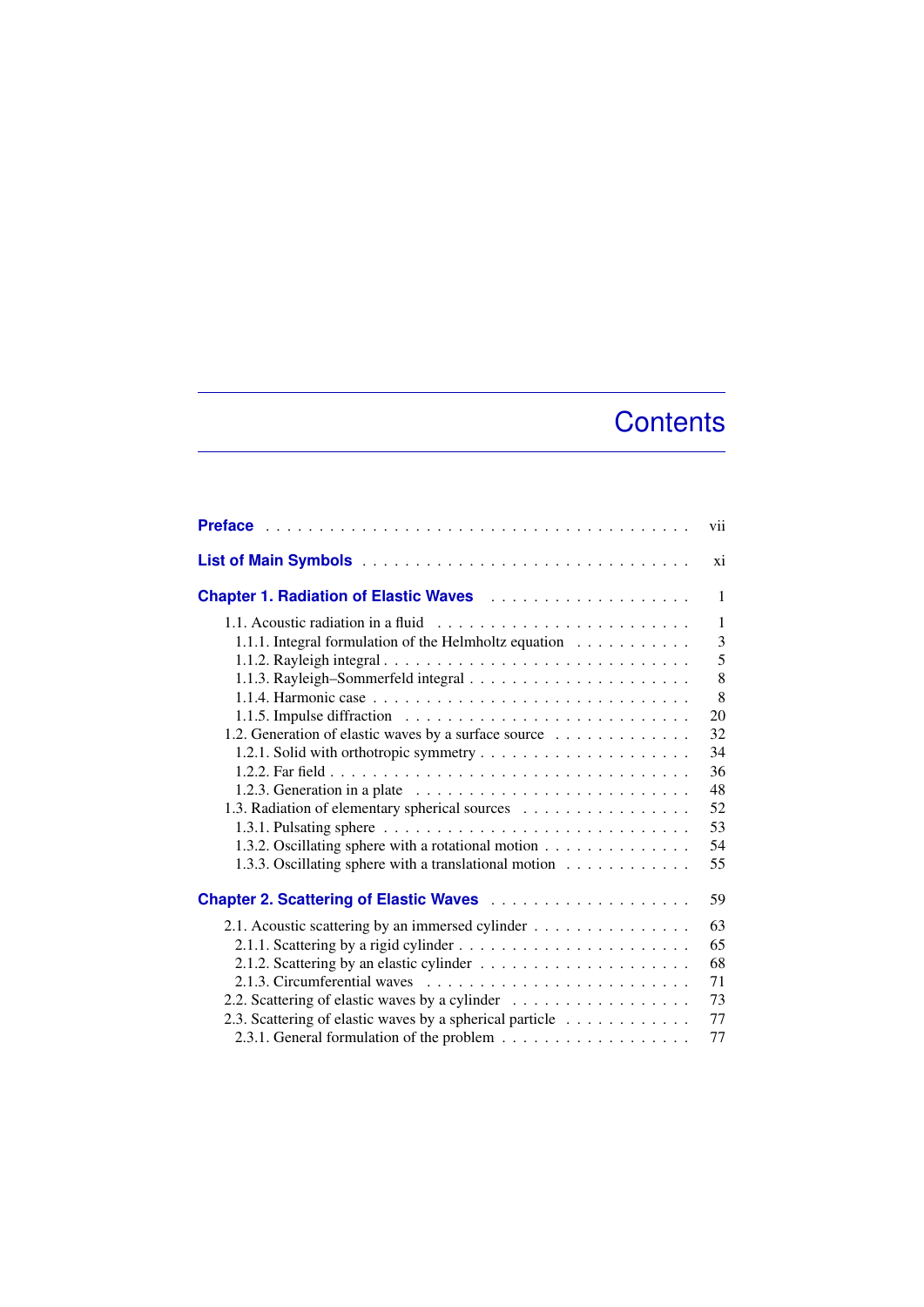# Contents

**Preface** . . . . . . . . . . . . . . . . . . . . . . . . . . . . . . . . . . . . . . . vii

**List of Main Symbols** . . . . . . . . . . . . . . . . . . . . . . . . . . . . . . . xi

**Chapter 1. Radiation of Elastic Waves** . . . . . . . . . . . . . . . . . . . 1

- 1.1. Acoustic radiation in a fluid . . . . . . . . . . . . . . . . . . . . . . . . 1
  - 1.1.1. Integral formulation of the Helmholtz equation . . . . . . . . . . . 3
  - 1.1.2. Rayleigh integral . . . . . . . . . . . . . . . . . . . . . . . . . . 5
  - 1.1.3. Rayleigh–Sommerfeld integral . . . . . . . . . . . . . . . . . . . . 8
  - 1.1.4. Harmonic case . . . . . . . . . . . . . . . . . . . . . . . . . . . . 8
  - 1.1.5. Impulse diffraction . . . . . . . . . . . . . . . . . . . . . . . . . 20
- 1.2. Generation of elastic waves by a surface source . . . . . . . . . . . . 32
  - 1.2.1. Solid with orthotropic symmetry . . . . . . . . . . . . . . . . . . 34
  - 1.2.2. Far field . . . . . . . . . . . . . . . . . . . . . . . . . . . . . . 36
  - 1.2.3. Generation in a plate . . . . . . . . . . . . . . . . . . . . . . . . 48
- 1.3. Radiation of elementary spherical sources . . . . . . . . . . . . . . . 52
  - 1.3.1. Pulsating sphere . . . . . . . . . . . . . . . . . . . . . . . . . . 53
  - 1.3.2. Oscillating sphere with a rotational motion . . . . . . . . . . . . . 54
  - 1.3.3. Oscillating sphere with a translational motion . . . . . . . . . . . 55

**Chapter 2. Scattering of Elastic Waves** . . . . . . . . . . . . . . . . . . . 59

- 2.1. Acoustic scattering by an immersed cylinder . . . . . . . . . . . . . . 63
  - 2.1.1. Scattering by a rigid cylinder . . . . . . . . . . . . . . . . . . . . 65
  - 2.1.2. Scattering by an elastic cylinder . . . . . . . . . . . . . . . . . . 68
  - 2.1.3. Circumferential waves . . . . . . . . . . . . . . . . . . . . . . . . 71
- 2.2. Scattering of elastic waves by a cylinder . . . . . . . . . . . . . . . . 73
- 2.3. Scattering of elastic waves by a spherical particle . . . . . . . . . . . 77
  - 2.3.1. General formulation of the problem . . . . . . . . . . . . . . . . . 77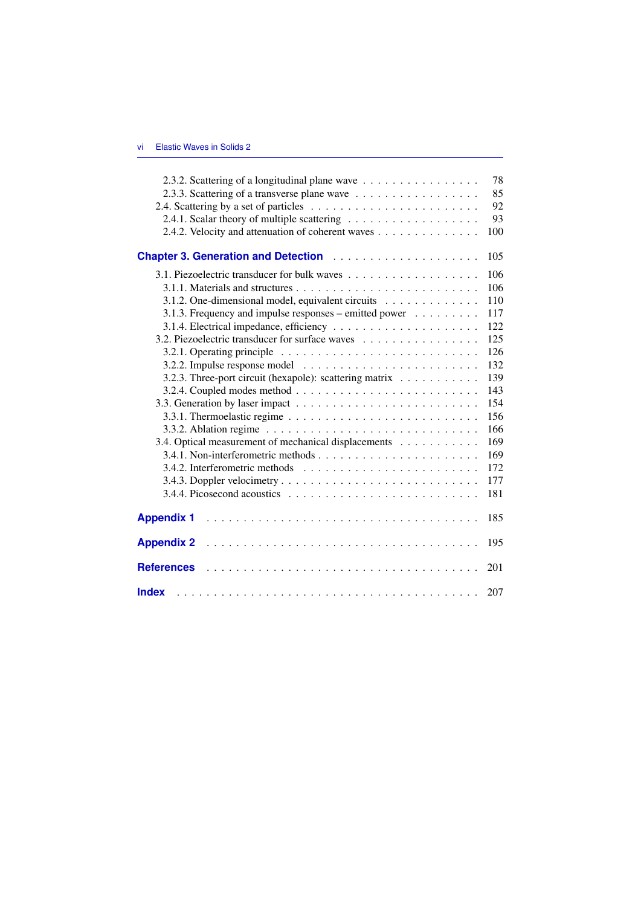2.3.2. Scattering of a longitudinal plane wave . . . . . . . . . . . . . . . . 78
2.3.3. Scattering of a transverse plane wave . . . . . . . . . . . . . . . . 85
2.4. Scattering by a set of particles . . . . . . . . . . . . . . . . . . . . . 92
2.4.1. Scalar theory of multiple scattering . . . . . . . . . . . . . . . . . 93
2.4.2. Velocity and attenuation of coherent waves . . . . . . . . . . . . . . 100

**Chapter 3. Generation and Detection** . . . . . . . . . . . . . . . . . . . . 105

3.1. Piezoelectric transducer for bulk waves . . . . . . . . . . . . . . . . . . 106
3.1.1. Materials and structures . . . . . . . . . . . . . . . . . . . . . . . 106
3.1.2. One-dimensional model, equivalent circuits . . . . . . . . . . . . . 110
3.1.3. Frequency and impulse responses – emitted power . . . . . . . . . 117
3.1.4. Electrical impedance, efficiency . . . . . . . . . . . . . . . . . . . 122
3.2. Piezoelectric transducer for surface waves . . . . . . . . . . . . . . . 125
3.2.1. Operating principle . . . . . . . . . . . . . . . . . . . . . . . . . . 126
3.2.2. Impulse response model . . . . . . . . . . . . . . . . . . . . . . . . 132
3.2.3. Three-port circuit (hexapole): scattering matrix . . . . . . . . . . . 139
3.2.4. Coupled modes method . . . . . . . . . . . . . . . . . . . . . . . . 143
3.3. Generation by laser impact . . . . . . . . . . . . . . . . . . . . . . . . 154
3.3.1. Thermoelastic regime . . . . . . . . . . . . . . . . . . . . . . . . . 156
3.3.2. Ablation regime . . . . . . . . . . . . . . . . . . . . . . . . . . . . 166
3.4. Optical measurement of mechanical displacements . . . . . . . . . . . 169
3.4.1. Non-interferometric methods . . . . . . . . . . . . . . . . . . . . . 169
3.4.2. Interferometric methods . . . . . . . . . . . . . . . . . . . . . . . 172
3.4.3. Doppler velocimetry . . . . . . . . . . . . . . . . . . . . . . . . . . 177
3.4.4. Picosecond acoustics . . . . . . . . . . . . . . . . . . . . . . . . . 181

**Appendix 1** . . . . . . . . . . . . . . . . . . . . . . . . . . . . . . . . . . 185

**Appendix 2** . . . . . . . . . . . . . . . . . . . . . . . . . . . . . . . . . . 195

**References** . . . . . . . . . . . . . . . . . . . . . . . . . . . . . . . . . . 201

**Index** . . . . . . . . . . . . . . . . . . . . . . . . . . . . . . . . . . . . . 207